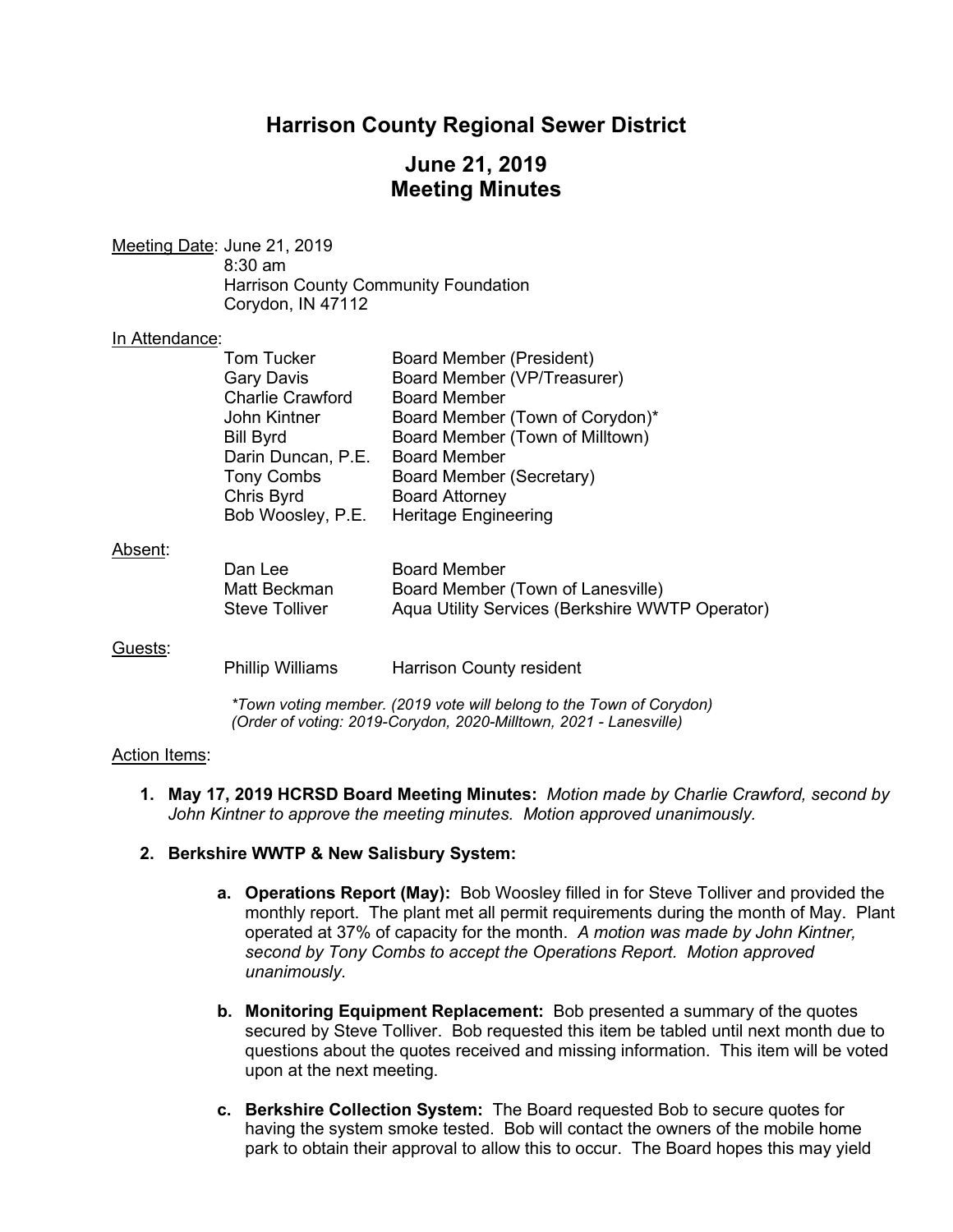# Harrison County Regional Sewer District

## June 21, 2019
## Meeting Minutes

Meeting Date: June 21, 2019
8:30 am
Harrison County Community Foundation
Corydon, IN 47112

In Attendance:

| | |
|---|---|
| Tom Tucker | Board Member (President) |
| Gary Davis | Board Member (VP/Treasurer) |
| Charlie Crawford | Board Member |
| John Kintner | Board Member (Town of Corydon)* |
| Bill Byrd | Board Member (Town of Milltown) |
| Darin Duncan, P.E. | Board Member |
| Tony Combs | Board Member (Secretary) |
| Chris Byrd | Board Attorney |
| Bob Woosley, P.E. | Heritage Engineering |

Absent:

| | |
|---|---|
| Dan Lee | Board Member |
| Matt Beckman | Board Member (Town of Lanesville) |
| Steve Tolliver | Aqua Utility Services (Berkshire WWTP Operator) |

Guests:

| | |
|---|---|
| Phillip Williams | Harrison County resident |

*\*Town voting member. (2019 vote will belong to the Town of Corydon)*
*(Order of voting: 2019-Corydon, 2020-Milltown, 2021 - Lanesville)*

Action Items:

1. **May 17, 2019 HCRSD Board Meeting Minutes:** *Motion made by Charlie Crawford, second by John Kintner to approve the meeting minutes. Motion approved unanimously.*

2. **Berkshire WWTP & New Salisbury System:**

   a. **Operations Report (May):** Bob Woosley filled in for Steve Tolliver and provided the monthly report. The plant met all permit requirements during the month of May. Plant operated at 37% of capacity for the month. *A motion was made by John Kintner, second by Tony Combs to accept the Operations Report. Motion approved unanimously.*

   b. **Monitoring Equipment Replacement:** Bob presented a summary of the quotes secured by Steve Tolliver. Bob requested this item be tabled until next month due to questions about the quotes received and missing information. This item will be voted upon at the next meeting.

   c. **Berkshire Collection System:** The Board requested Bob to secure quotes for having the system smoke tested. Bob will contact the owners of the mobile home park to obtain their approval to allow this to occur. The Board hopes this may yield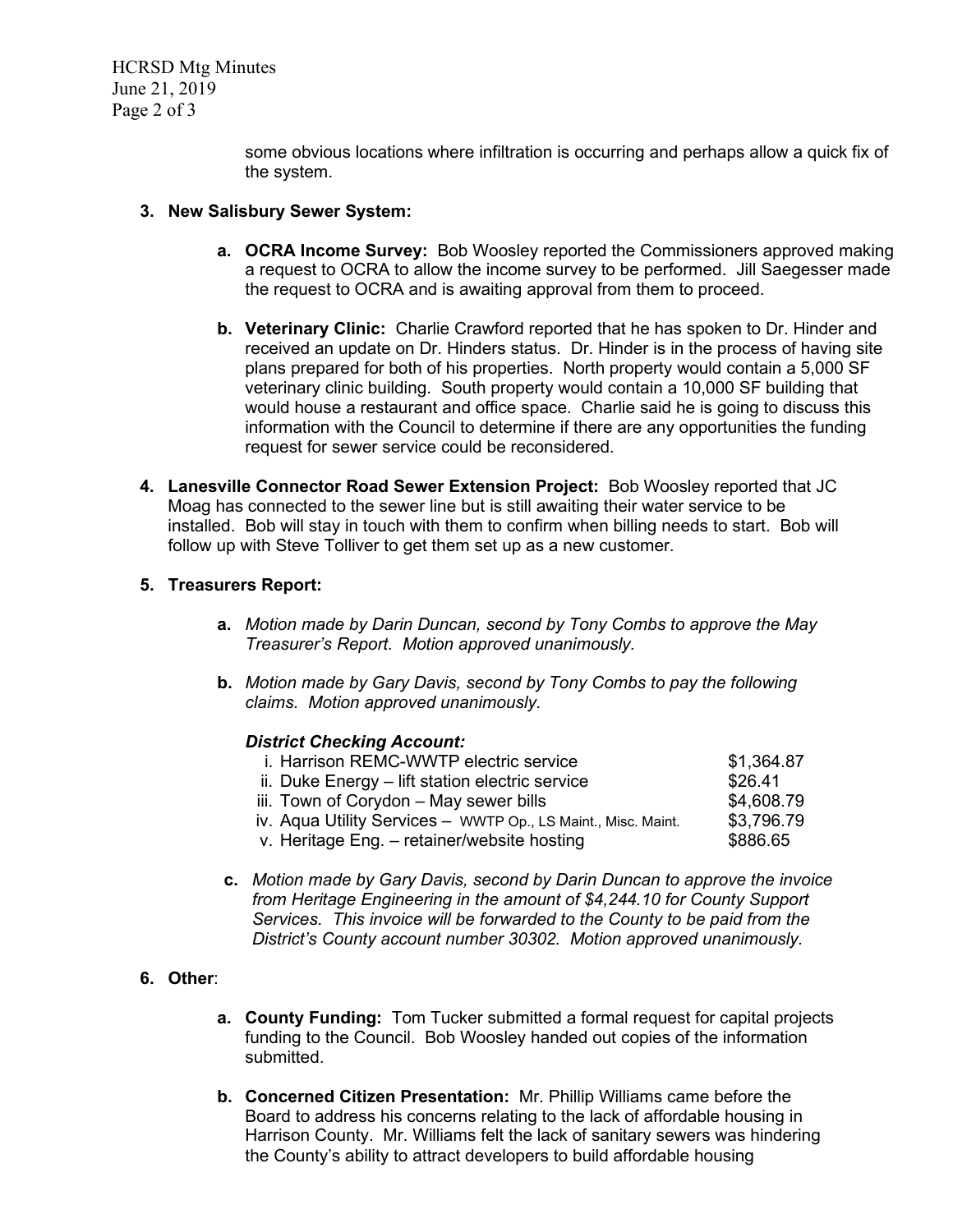some obvious locations where infiltration is occurring and perhaps allow a quick fix of the system.

3. **New Salisbury Sewer System:**

   a. **OCRA Income Survey:** Bob Woosley reported the Commissioners approved making a request to OCRA to allow the income survey to be performed. Jill Saegesser made the request to OCRA and is awaiting approval from them to proceed.

   b. **Veterinary Clinic:** Charlie Crawford reported that he has spoken to Dr. Hinder and received an update on Dr. Hinders status. Dr. Hinder is in the process of having site plans prepared for both of his properties. North property would contain a 5,000 SF veterinary clinic building. South property would contain a 10,000 SF building that would house a restaurant and office space. Charlie said he is going to discuss this information with the Council to determine if there are any opportunities the funding request for sewer service could be reconsidered.

4. **Lanesville Connector Road Sewer Extension Project:** Bob Woosley reported that JC Moag has connected to the sewer line but is still awaiting their water service to be installed. Bob will stay in touch with them to confirm when billing needs to start. Bob will follow up with Steve Tolliver to get them set up as a new customer.

5. **Treasurers Report:**

   a. *Motion made by Darin Duncan, second by Tony Combs to approve the May Treasurer's Report. Motion approved unanimously.*

   b. *Motion made by Gary Davis, second by Tony Combs to pay the following claims. Motion approved unanimously.*

   ***District Checking Account:***

   | | |
   |---|---|
   | i. Harrison REMC-WWTP electric service | $1,364.87 |
   | ii. Duke Energy – lift station electric service | $26.41 |
   | iii. Town of Corydon – May sewer bills | $4,608.79 |
   | iv. Aqua Utility Services – WWTP Op., LS Maint., Misc. Maint. | $3,796.79 |
   | v. Heritage Eng. – retainer/website hosting | $886.65 |

   c. *Motion made by Gary Davis, second by Darin Duncan to approve the invoice from Heritage Engineering in the amount of $4,244.10 for County Support Services. This invoice will be forwarded to the County to be paid from the District's County account number 30302. Motion approved unanimously.*

6. **Other**:

   a. **County Funding:** Tom Tucker submitted a formal request for capital projects funding to the Council. Bob Woosley handed out copies of the information submitted.

   b. **Concerned Citizen Presentation:** Mr. Phillip Williams came before the Board to address his concerns relating to the lack of affordable housing in Harrison County. Mr. Williams felt the lack of sanitary sewers was hindering the County's ability to attract developers to build affordable housing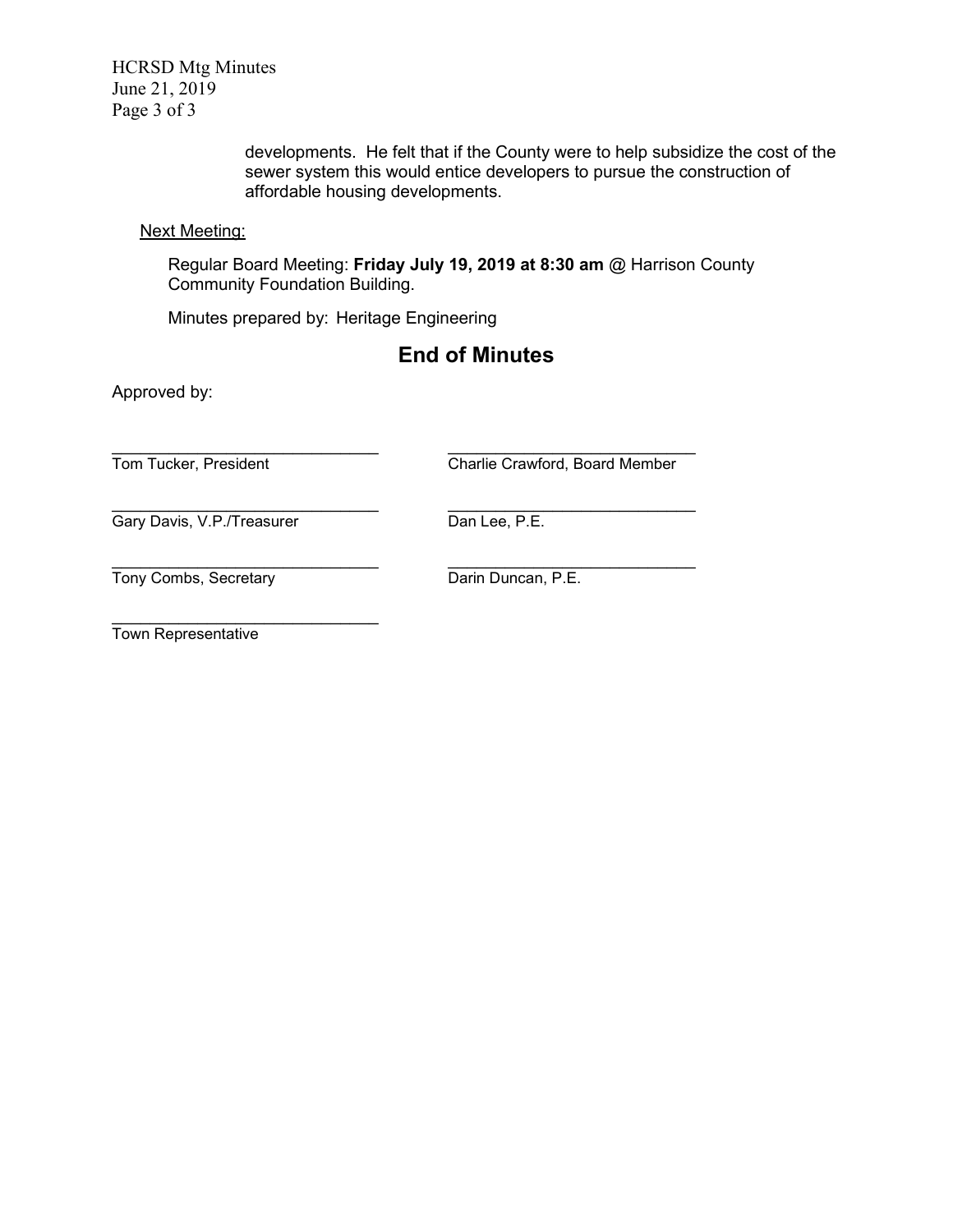developments. He felt that if the County were to help subsidize the cost of the sewer system this would entice developers to pursue the construction of affordable housing developments.

<u>Next Meeting:</u>

Regular Board Meeting: **Friday July 19, 2019 at 8:30 am** @ Harrison County Community Foundation Building.

Minutes prepared by: Heritage Engineering

## End of Minutes

Approved by:

\_\_\_\_\_\_\_\_\_\_\_\_\_\_\_\_\_\_\_\_\_\_\_\_\_\_\_\_\_\_
Tom Tucker, President

\_\_\_\_\_\_\_\_\_\_\_\_\_\_\_\_\_\_\_\_\_\_\_\_\_\_\_\_\_\_
Charlie Crawford, Board Member

\_\_\_\_\_\_\_\_\_\_\_\_\_\_\_\_\_\_\_\_\_\_\_\_\_\_\_\_\_\_
Gary Davis, V.P./Treasurer

\_\_\_\_\_\_\_\_\_\_\_\_\_\_\_\_\_\_\_\_\_\_\_\_\_\_\_\_\_\_
Dan Lee, P.E.

\_\_\_\_\_\_\_\_\_\_\_\_\_\_\_\_\_\_\_\_\_\_\_\_\_\_\_\_\_\_
Tony Combs, Secretary

\_\_\_\_\_\_\_\_\_\_\_\_\_\_\_\_\_\_\_\_\_\_\_\_\_\_\_\_\_\_
Darin Duncan, P.E.

\_\_\_\_\_\_\_\_\_\_\_\_\_\_\_\_\_\_\_\_\_\_\_\_\_\_\_\_\_\_
Town Representative